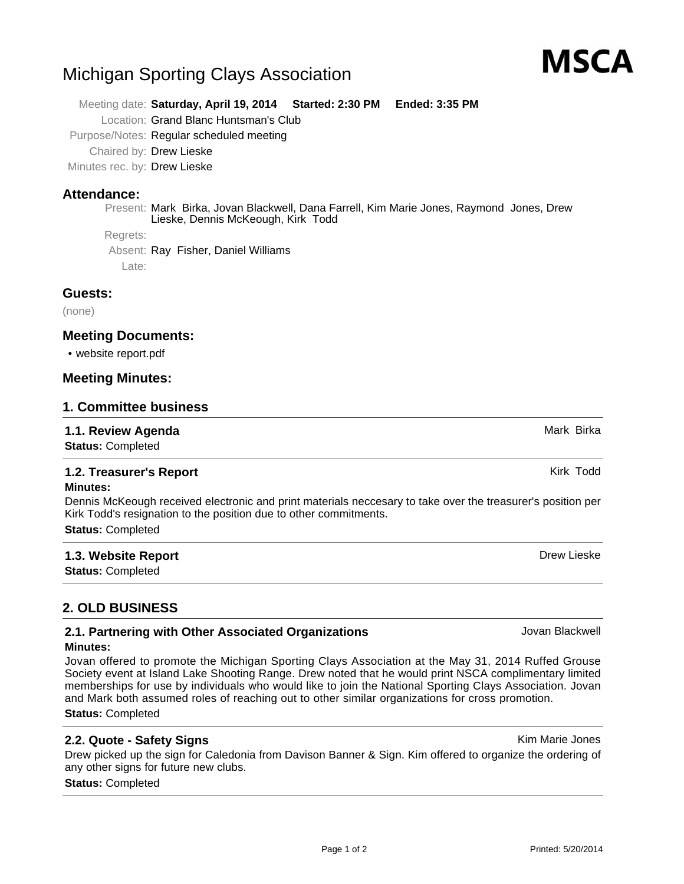# Michigan Sporting Clays Association

**MSCA**

Meeting date: **Saturday, April 19, 2014 Started: 2:30 PM Ended: 3:35 PM**
Location: Grand Blanc Huntsman's Club
Purpose/Notes: Regular scheduled meeting
Chaired by: Drew Lieske
Minutes rec. by: Drew Lieske

## Attendance:

Present: Mark Birka, Jovan Blackwell, Dana Farrell, Kim Marie Jones, Raymond Jones, Drew Lieske, Dennis McKeough, Kirk Todd

Regrets:

Absent: Ray Fisher, Daniel Williams

Late:

## Guests:

(none)

## Meeting Documents:

- website report.pdf

## Meeting Minutes:

## 1. Committee business

### 1.1. Review Agenda — Mark Birka

**Status:** Completed

### 1.2. Treasurer's Report — Kirk Todd

**Minutes:**

Dennis McKeough received electronic and print materials neccesary to take over the treasurer's position per Kirk Todd's resignation to the position due to other commitments.

**Status:** Completed

### 1.3. Website Report — Drew Lieske

**Status:** Completed

## 2. OLD BUSINESS

### 2.1. Partnering with Other Associated Organizations — Jovan Blackwell

**Minutes:**

Jovan offered to promote the Michigan Sporting Clays Association at the May 31, 2014 Ruffed Grouse Society event at Island Lake Shooting Range. Drew noted that he would print NSCA complimentary limited memberships for use by individuals who would like to join the National Sporting Clays Association. Jovan and Mark both assumed roles of reaching out to other similar organizations for cross promotion.

**Status:** Completed

### 2.2. Quote - Safety Signs — Kim Marie Jones

Drew picked up the sign for Caledonia from Davison Banner & Sign. Kim offered to organize the ordering of any other signs for future new clubs.

**Status:** Completed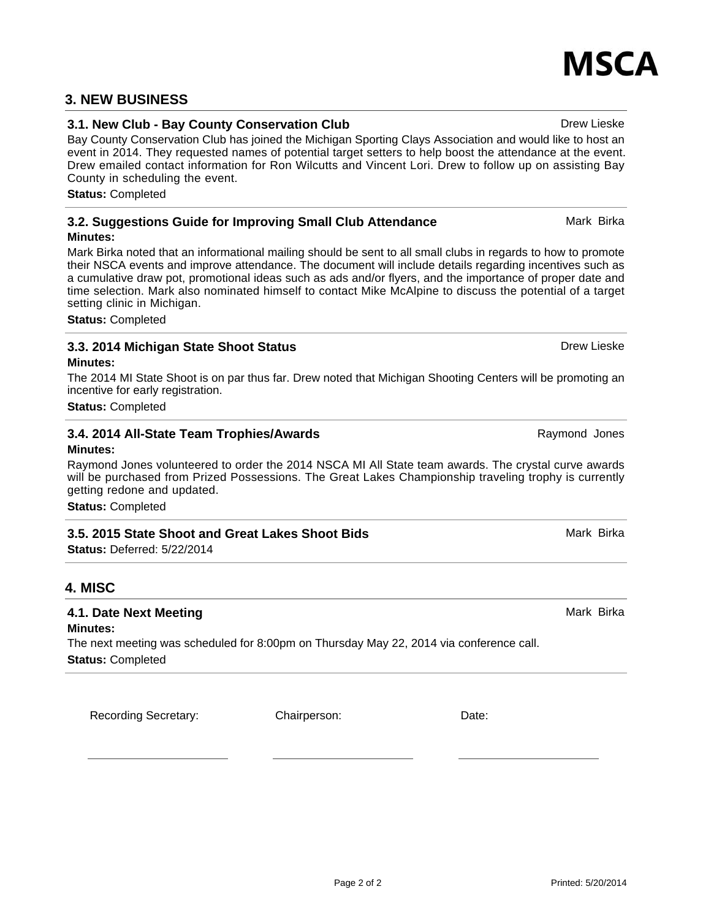# MSCA

## 3. NEW BUSINESS

### 3.1. New Club - Bay County Conservation Club

Drew Lieske

Bay County Conservation Club has joined the Michigan Sporting Clays Association and would like to host an event in 2014. They requested names of potential target setters to help boost the attendance at the event. Drew emailed contact information for Ron Wilcutts and Vincent Lori. Drew to follow up on assisting Bay County in scheduling the event.

**Status:** Completed

### 3.2. Suggestions Guide for Improving Small Club Attendance

Mark Birka

**Minutes:**

Mark Birka noted that an informational mailing should be sent to all small clubs in regards to how to promote their NSCA events and improve attendance. The document will include details regarding incentives such as a cumulative draw pot, promotional ideas such as ads and/or flyers, and the importance of proper date and time selection. Mark also nominated himself to contact Mike McAlpine to discuss the potential of a target setting clinic in Michigan.

**Status:** Completed

### 3.3. 2014 Michigan State Shoot Status

Drew Lieske

**Minutes:**

The 2014 MI State Shoot is on par thus far. Drew noted that Michigan Shooting Centers will be promoting an incentive for early registration.

**Status:** Completed

### 3.4. 2014 All-State Team Trophies/Awards

Raymond Jones

**Minutes:**

Raymond Jones volunteered to order the 2014 NSCA MI All State team awards. The crystal curve awards will be purchased from Prized Possessions. The Great Lakes Championship traveling trophy is currently getting redone and updated.

**Status:** Completed

### 3.5. 2015 State Shoot and Great Lakes Shoot Bids

Mark Birka

**Status:** Deferred: 5/22/2014

## 4. MISC

### 4.1. Date Next Meeting

Mark Birka

**Minutes:**

The next meeting was scheduled for 8:00pm on Thursday May 22, 2014 via conference call.

**Status:** Completed

Recording Secretary: ____________________

Chairperson: ____________________

Date: ____________________

Printed: 5/20/2014